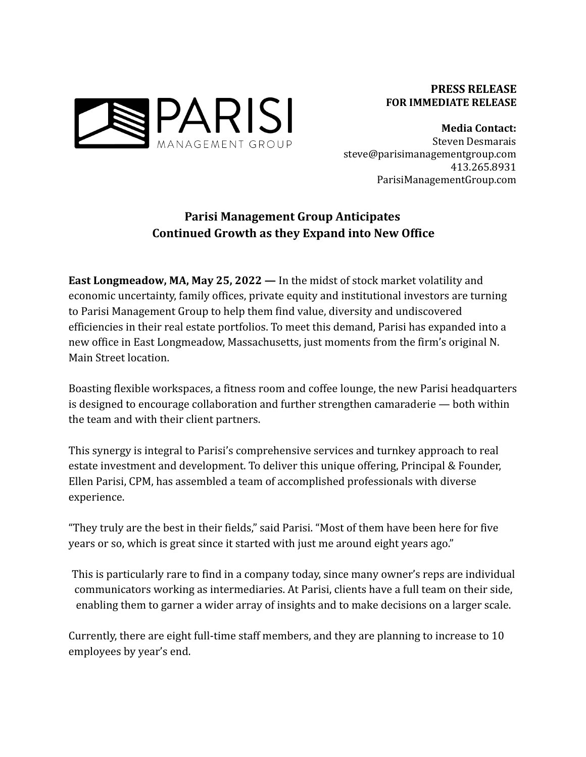PARISI
MANAGEMENT GROUP

**PRESS RELEASE**
**FOR IMMEDIATE RELEASE**

**Media Contact:**
Steven Desmarais
steve@parisimanagementgroup.com
413.265.8931
ParisiManagementGroup.com

## Parisi Management Group Anticipates Continued Growth as they Expand into New Office

**East Longmeadow, MA, May 25, 2022 —** In the midst of stock market volatility and economic uncertainty, family offices, private equity and institutional investors are turning to Parisi Management Group to help them find value, diversity and undiscovered efficiencies in their real estate portfolios. To meet this demand, Parisi has expanded into a new office in East Longmeadow, Massachusetts, just moments from the firm's original N. Main Street location.

Boasting flexible workspaces, a fitness room and coffee lounge, the new Parisi headquarters is designed to encourage collaboration and further strengthen camaraderie — both within the team and with their client partners.

This synergy is integral to Parisi's comprehensive services and turnkey approach to real estate investment and development. To deliver this unique offering, Principal & Founder, Ellen Parisi, CPM, has assembled a team of accomplished professionals with diverse experience.

"They truly are the best in their fields," said Parisi. "Most of them have been here for five years or so, which is great since it started with just me around eight years ago."

This is particularly rare to find in a company today, since many owner's reps are individual communicators working as intermediaries. At Parisi, clients have a full team on their side, enabling them to garner a wider array of insights and to make decisions on a larger scale.

Currently, there are eight full-time staff members, and they are planning to increase to 10 employees by year's end.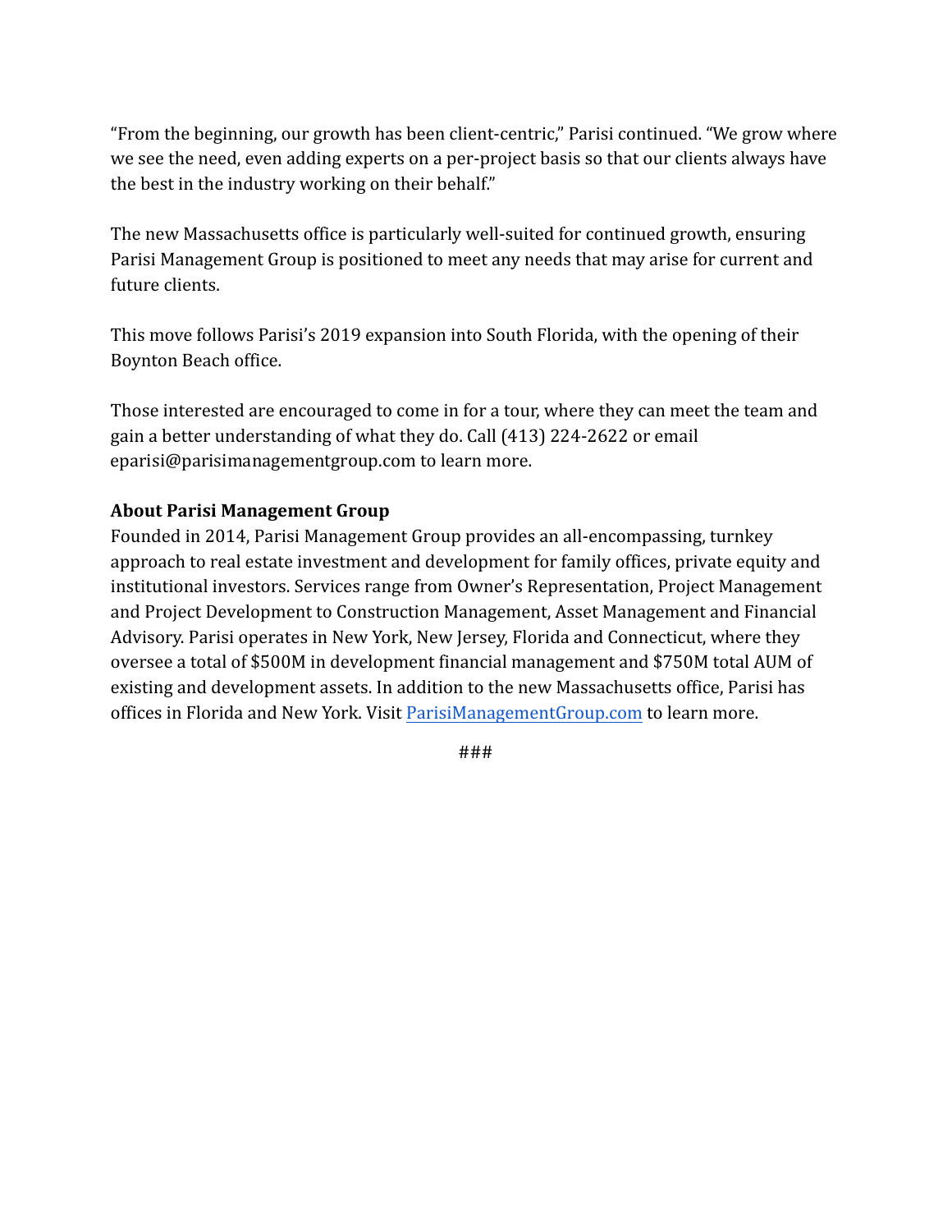"From the beginning, our growth has been client-centric," Parisi continued. "We grow where we see the need, even adding experts on a per-project basis so that our clients always have the best in the industry working on their behalf."

The new Massachusetts office is particularly well-suited for continued growth, ensuring Parisi Management Group is positioned to meet any needs that may arise for current and future clients.

This move follows Parisi's 2019 expansion into South Florida, with the opening of their Boynton Beach office.

Those interested are encouraged to come in for a tour, where they can meet the team and gain a better understanding of what they do. Call (413) 224-2622 or email eparisi@parisimanagementgroup.com to learn more.

**About Parisi Management Group**

Founded in 2014, Parisi Management Group provides an all-encompassing, turnkey approach to real estate investment and development for family offices, private equity and institutional investors. Services range from Owner's Representation, Project Management and Project Development to Construction Management, Asset Management and Financial Advisory. Parisi operates in New York, New Jersey, Florida and Connecticut, where they oversee a total of $500M in development financial management and $750M total AUM of existing and development assets. In addition to the new Massachusetts office, Parisi has offices in Florida and New York. Visit [ParisiManagementGroup.com](ParisiManagementGroup.com) to learn more.

###